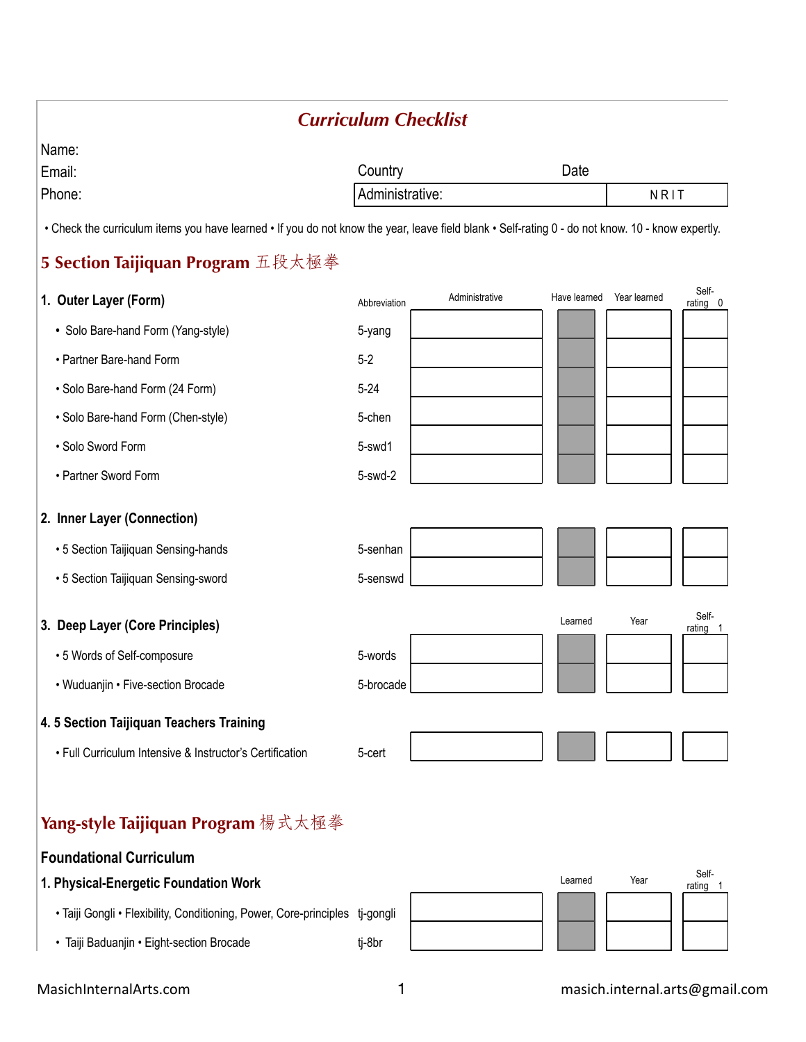## *Curriculum Checklist*

Name:

Email: Country Date

Phone:

| Administrative: | N R I T |
|---|---|

• Check the curriculum items you have learned • If you do not know the year, leave field blank • Self-rating 0 - do not know. 10 - know expertly.

# 5 Section Taijiquan Program 五段太極拳

### 1. Outer Layer (Form)

| | Abbreviation | Administrative | Have learned | Year learned | Self-rating 0 |
|---|---|---|---|---|---|
| • Solo Bare-hand Form (Yang-style) | 5-yang | | | | |
| • Partner Bare-hand Form | 5-2 | | | | |
| • Solo Bare-hand Form (24 Form) | 5-24 | | | | |
| • Solo Bare-hand Form (Chen-style) | 5-chen | | | | |
| • Solo Sword Form | 5-swd1 | | | | |
| • Partner Sword Form | 5-swd-2 | | | | |

### 2. Inner Layer (Connection)

| | | | | | |
|---|---|---|---|---|---|
| • 5 Section Taijiquan Sensing-hands | 5-senhan | | | | |
| • 5 Section Taijiquan Sensing-sword | 5-senswd | | | | |

### 3. Deep Layer (Core Principles)

| | | | Learned | Year | Self-rating 1 |
|---|---|---|---|---|---|
| • 5 Words of Self-composure | 5-words | | | | |
| • Wuduanjin • Five-section Brocade | 5-brocade | | | | |

### 4. 5 Section Taijiquan Teachers Training

| | | | | | |
|---|---|---|---|---|---|
| • Full Curriculum Intensive & Instructor's Certification | 5-cert | | | | |

# Yang-style Taijiquan Program 楊式太極拳

## Foundational Curriculum

### 1. Physical-Energetic Foundation Work

| | | | Learned | Year | Self-rating 1 |
|---|---|---|---|---|---|
| • Taiji Gongli • Flexibility, Conditioning, Power, Core-principles | tj-gongli | | | | |
| • Taiji Baduanjin • Eight-section Brocade | tj-8br | | | | |

MasichInternalArts.com masich.internal.arts@gmail.com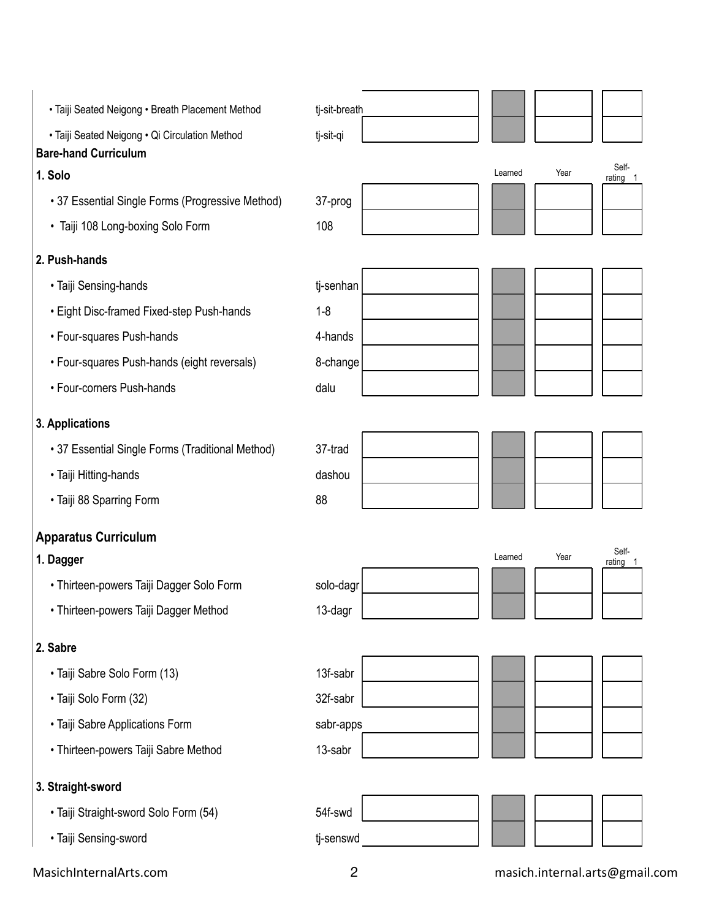| | Code | | Learned | Year | Self-rating 1 |
|---|---|---|---|---|---|
| • Taiji Seated Neigong • Breath Placement Method | tj-sit-breath | | | | |
| • Taiji Seated Neigong • Qi Circulation Method | tj-sit-qi | | | | |

## Bare-hand Curriculum

### 1. Solo

| | Code | | Learned | Year | Self-rating 1 |
|---|---|---|---|---|---|
| • 37 Essential Single Forms (Progressive Method) | 37-prog | | | | |
| • Taiji 108 Long-boxing Solo Form | 108 | | | | |

### 2. Push-hands

| | Code | | Learned | Year | Self-rating |
|---|---|---|---|---|---|
| • Taiji Sensing-hands | tj-senhan | | | | |
| • Eight Disc-framed Fixed-step Push-hands | 1-8 | | | | |
| • Four-squares Push-hands | 4-hands | | | | |
| • Four-squares Push-hands (eight reversals) | 8-change | | | | |
| • Four-corners Push-hands | dalu | | | | |

### 3. Applications

| | Code | | Learned | Year | Self-rating |
|---|---|---|---|---|---|
| • 37 Essential Single Forms (Traditional Method) | 37-trad | | | | |
| • Taiji Hitting-hands | dashou | | | | |
| • Taiji 88 Sparring Form | 88 | | | | |

## Apparatus Curriculum

### 1. Dagger

| | Code | | Learned | Year | Self-rating 1 |
|---|---|---|---|---|---|
| • Thirteen-powers Taiji Dagger Solo Form | solo-dagr | | | | |
| • Thirteen-powers Taiji Dagger Method | 13-dagr | | | | |

### 2. Sabre

| | Code | | Learned | Year | Self-rating |
|---|---|---|---|---|---|
| • Taiji Sabre Solo Form (13) | 13f-sabr | | | | |
| • Taiji Solo Form (32) | 32f-sabr | | | | |
| • Taiji Sabre Applications Form | sabr-apps | | | | |
| • Thirteen-powers Taiji Sabre Method | 13-sabr | | | | |

### 3. Straight-sword

| | Code | | Learned | Year | Self-rating |
|---|---|---|---|---|---|
| • Taiji Straight-sword Solo Form (54) | 54f-swd | | | | |
| • Taiji Sensing-sword | tj-senswd | | | | |

MasichInternalArts.com masich.internal.arts@gmail.com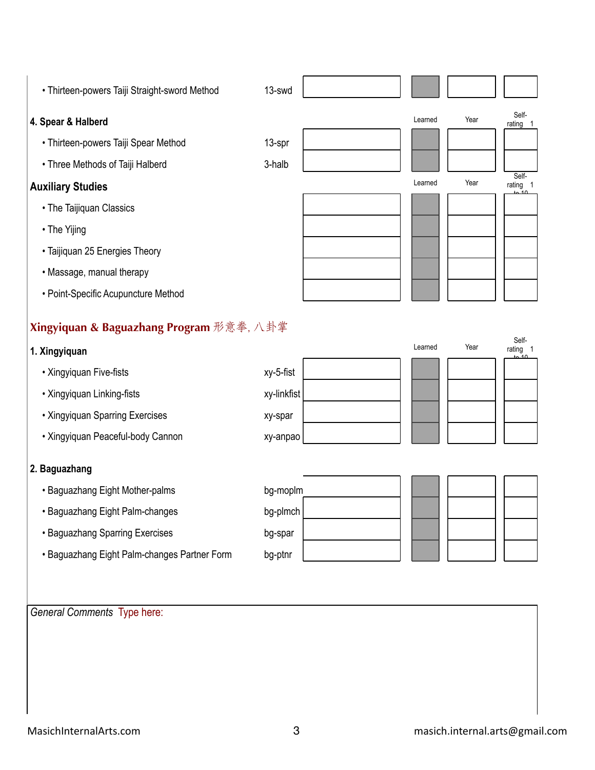| | | | Learned | Year | Self-rating 1 to 10 |
|---|---|---|---|---|---|
| • Thirteen-powers Taiji Straight-sword Method | 13-swd | | | | |

**4. Spear & Halberd**

| | | | Learned | Year | Self-rating 1 to 10 |
|---|---|---|---|---|---|
| • Thirteen-powers Taiji Spear Method | 13-spr | | | | |
| • Three Methods of Taiji Halberd | 3-halb | | | | |

**Auxiliary Studies**

| | | Learned | Year | Self-rating 1 to 10 |
|---|---|---|---|---|
| • The Taijiquan Classics | | | | |
| • The Yijing | | | | |
| • Taijiquan 25 Energies Theory | | | | |
| • Massage, manual therapy | | | | |
| • Point-Specific Acupuncture Method | | | | |

## Xingyiquan & Baguazhang Program 形意拳, 八卦掌

**1. Xingyiquan**

| | | | Learned | Year | Self-rating 1 to 10 |
|---|---|---|---|---|---|
| • Xingyiquan Five-fists | xy-5-fist | | | | |
| • Xingyiquan Linking-fists | xy-linkfist | | | | |
| • Xingyiquan Sparring Exercises | xy-spar | | | | |
| • Xingyiquan Peaceful-body Cannon | xy-anpao | | | | |

**2. Baguazhang**

| | | | Learned | Year | Self-rating 1 to 10 |
|---|---|---|---|---|---|
| • Baguazhang Eight Mother-palms | bg-moplm | | | | |
| • Baguazhang Eight Palm-changes | bg-plmch | | | | |
| • Baguazhang Sparring Exercises | bg-spar | | | | |
| • Baguazhang Eight Palm-changes Partner Form | bg-ptnr | | | | |

*General Comments* Type here:

MasichInternalArts.com masich.internal.arts@gmail.com